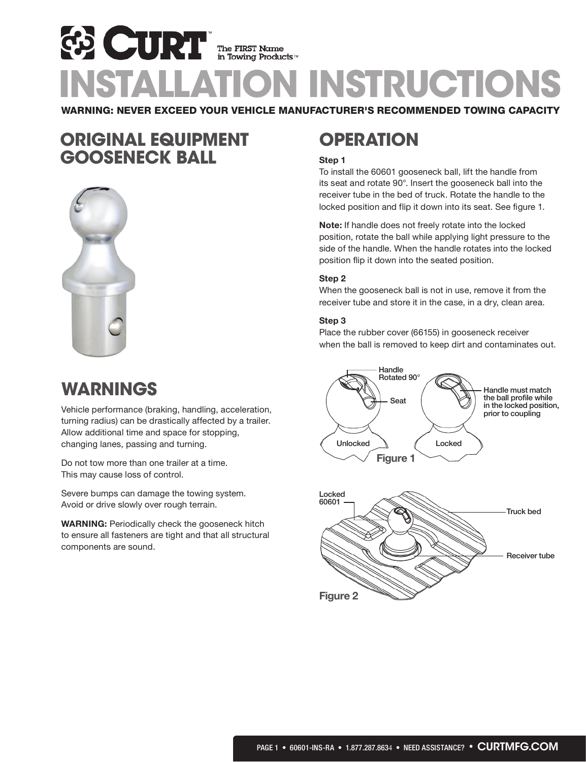# INSTALLATION INSTRUCTIONS

**WARNING: NEVER EXCEED YOUR VEHICLE MANUFACTURER'S RECOMMENDED TOWING CAPACITY**

## ORIGINAL EQUIPMENT GOOSENECK BALL

## WARNINGS

Vehicle performance (braking, handling, acceleration, turning radius) can be drastically affected by a trailer. Allow additional time and space for stopping, changing lanes, passing and turning.

Do not tow more than one trailer at a time. This may cause loss of control.

Severe bumps can damage the towing system. Avoid or drive slowly over rough terrain.

**WARNING:** Periodically check the gooseneck hitch to ensure all fasteners are tight and that all structural components are sound.

## OPERATION

### Step 1

To install the 60601 gooseneck ball, lift the handle from its seat and rotate 90°. Insert the gooseneck ball into the receiver tube in the bed of truck. Rotate the handle to the locked position and flip it down into its seat. See figure 1.

**Note:** If handle does not freely rotate into the locked position, rotate the ball while applying light pressure to the side of the handle. When the handle rotates into the locked position flip it down into the seated position.

### Step 2

When the gooseneck ball is not in use, remove it from the receiver tube and store it in the case, in a dry, clean area.

### Step 3

Place the rubber cover (66155) in gooseneck receiver when the ball is removed to keep dirt and contaminates out.

Handle Rotated 90°

Seat

Unlocked

Locked

Handle must match the ball profile while in the locked position, prior to coupling

**Figure 1**

Locked 60601

Truck bed

Receiver tube

**Figure 2**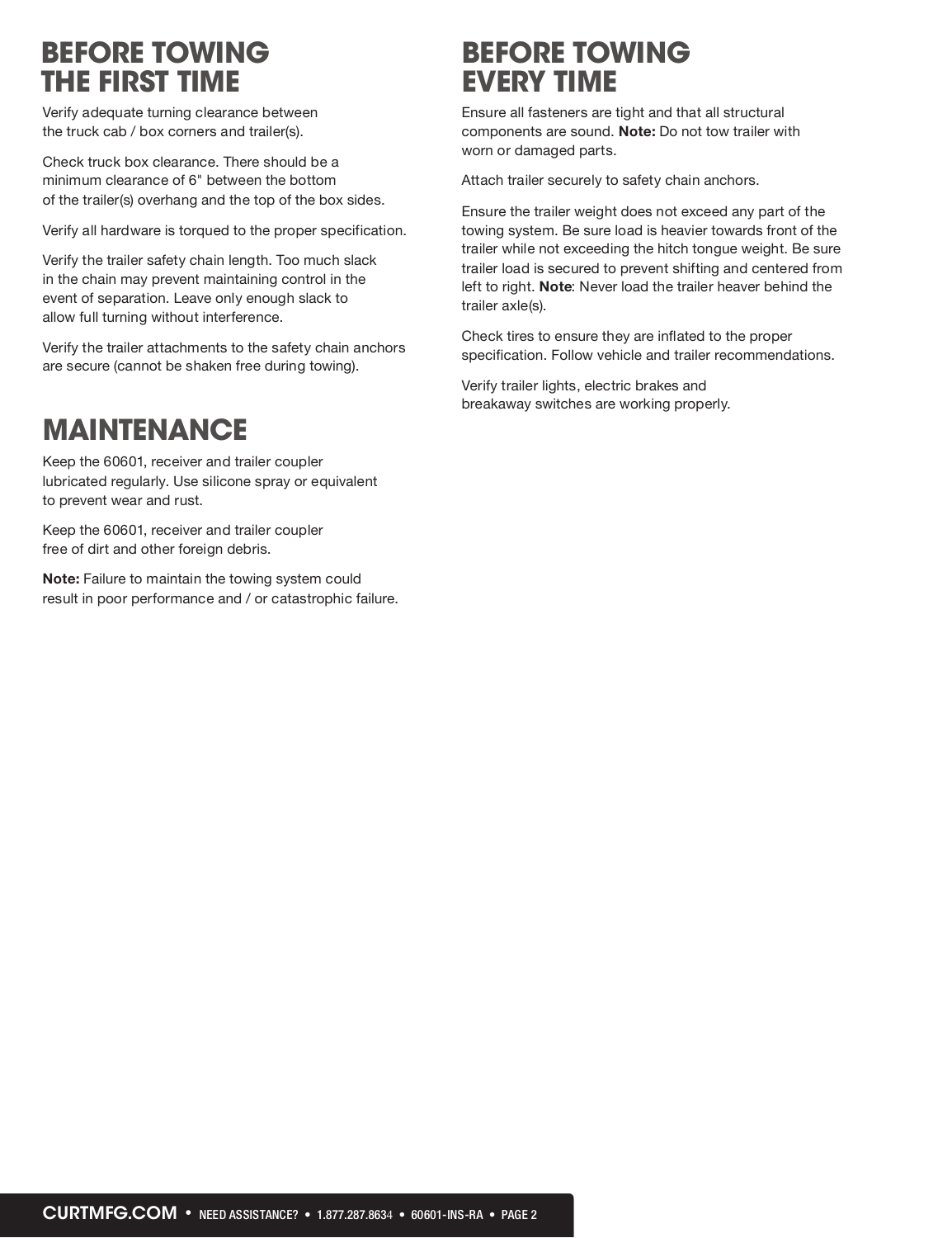# BEFORE TOWING THE FIRST TIME

Verify adequate turning clearance between the truck cab / box corners and trailer(s).

Check truck box clearance. There should be a minimum clearance of 6" between the bottom of the trailer(s) overhang and the top of the box sides.

Verify all hardware is torqued to the proper specification.

Verify the trailer safety chain length. Too much slack in the chain may prevent maintaining control in the event of separation. Leave only enough slack to allow full turning without interference.

Verify the trailer attachments to the safety chain anchors are secure (cannot be shaken free during towing).

# MAINTENANCE

Keep the 60601, receiver and trailer coupler lubricated regularly. Use silicone spray or equivalent to prevent wear and rust.

Keep the 60601, receiver and trailer coupler free of dirt and other foreign debris.

**Note:** Failure to maintain the towing system could result in poor performance and / or catastrophic failure.

# BEFORE TOWING EVERY TIME

Ensure all fasteners are tight and that all structural components are sound. **Note:** Do not tow trailer with worn or damaged parts.

Attach trailer securely to safety chain anchors.

Ensure the trailer weight does not exceed any part of the towing system. Be sure load is heavier towards front of the trailer while not exceeding the hitch tongue weight. Be sure trailer load is secured to prevent shifting and centered from left to right. **Note**: Never load the trailer heaver behind the trailer axle(s).

Check tires to ensure they are inflated to the proper specification. Follow vehicle and trailer recommendations.

Verify trailer lights, electric brakes and breakaway switches are working properly.